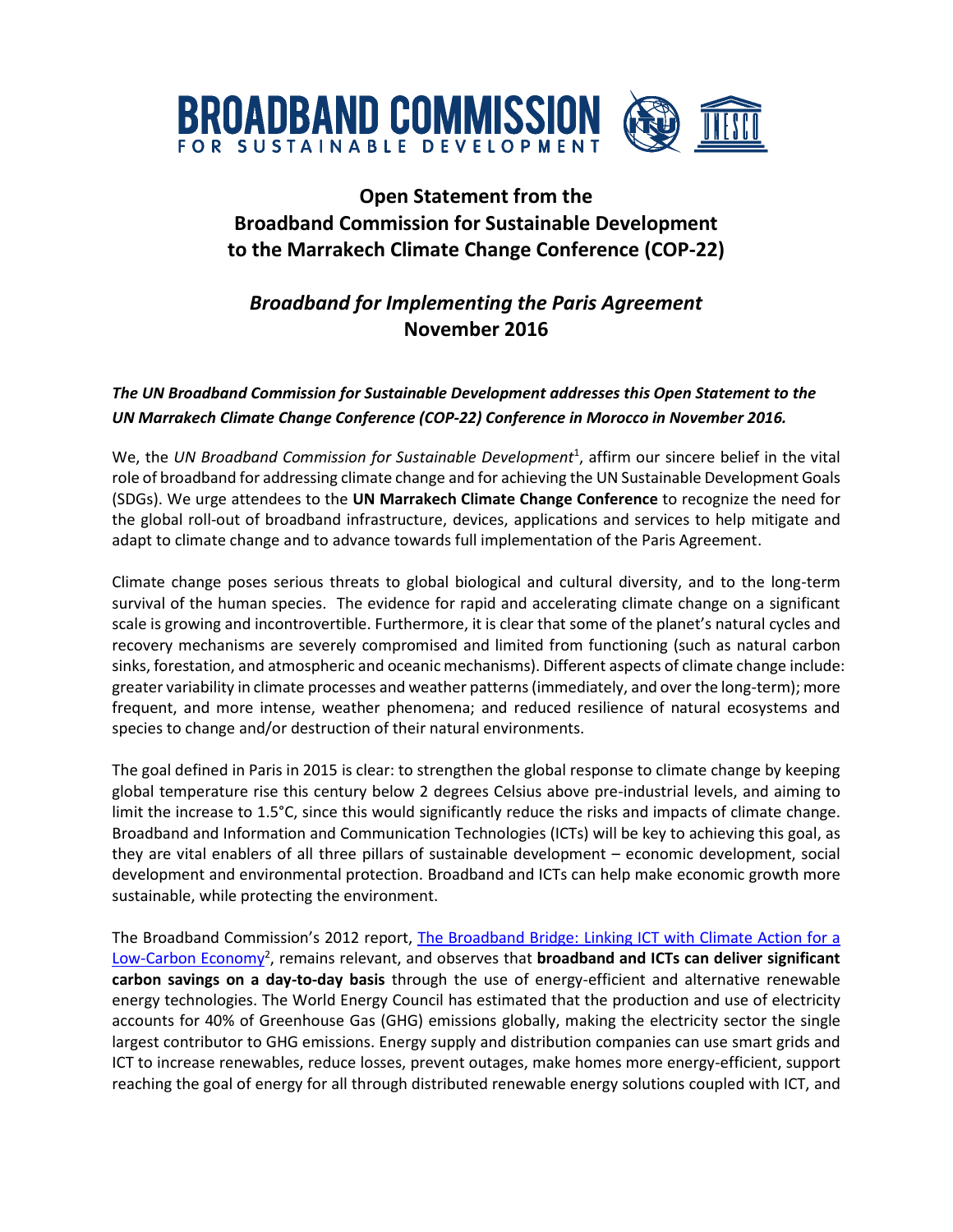# Open Statement from the Broadband Commission for Sustainable Development to the Marrakech Climate Change Conference (COP-22)

## *Broadband for Implementing the Paris Agreement*
## November 2016

***The UN Broadband Commission for Sustainable Development addresses this Open Statement to the UN Marrakech Climate Change Conference (COP-22) Conference in Morocco in November 2016.***

We, the *UN Broadband Commission for Sustainable Development*[1], affirm our sincere belief in the vital role of broadband for addressing climate change and for achieving the UN Sustainable Development Goals (SDGs). We urge attendees to the **UN Marrakech Climate Change Conference** to recognize the need for the global roll-out of broadband infrastructure, devices, applications and services to help mitigate and adapt to climate change and to advance towards full implementation of the Paris Agreement.

Climate change poses serious threats to global biological and cultural diversity, and to the long-term survival of the human species. The evidence for rapid and accelerating climate change on a significant scale is growing and incontrovertible. Furthermore, it is clear that some of the planet's natural cycles and recovery mechanisms are severely compromised and limited from functioning (such as natural carbon sinks, forestation, and atmospheric and oceanic mechanisms). Different aspects of climate change include: greater variability in climate processes and weather patterns (immediately, and over the long-term); more frequent, and more intense, weather phenomena; and reduced resilience of natural ecosystems and species to change and/or destruction of their natural environments.

The goal defined in Paris in 2015 is clear: to strengthen the global response to climate change by keeping global temperature rise this century below 2 degrees Celsius above pre-industrial levels, and aiming to limit the increase to 1.5°C, since this would significantly reduce the risks and impacts of climate change. Broadband and Information and Communication Technologies (ICTs) will be key to achieving this goal, as they are vital enablers of all three pillars of sustainable development – economic development, social development and environmental protection. Broadband and ICTs can help make economic growth more sustainable, while protecting the environment.

The Broadband Commission's 2012 report, The Broadband Bridge: Linking ICT with Climate Action for a Low-Carbon Economy[2], remains relevant, and observes that **broadband and ICTs can deliver significant carbon savings on a day-to-day basis** through the use of energy-efficient and alternative renewable energy technologies. The World Energy Council has estimated that the production and use of electricity accounts for 40% of Greenhouse Gas (GHG) emissions globally, making the electricity sector the single largest contributor to GHG emissions. Energy supply and distribution companies can use smart grids and ICT to increase renewables, reduce losses, prevent outages, make homes more energy-efficient, support reaching the goal of energy for all through distributed renewable energy solutions coupled with ICT, and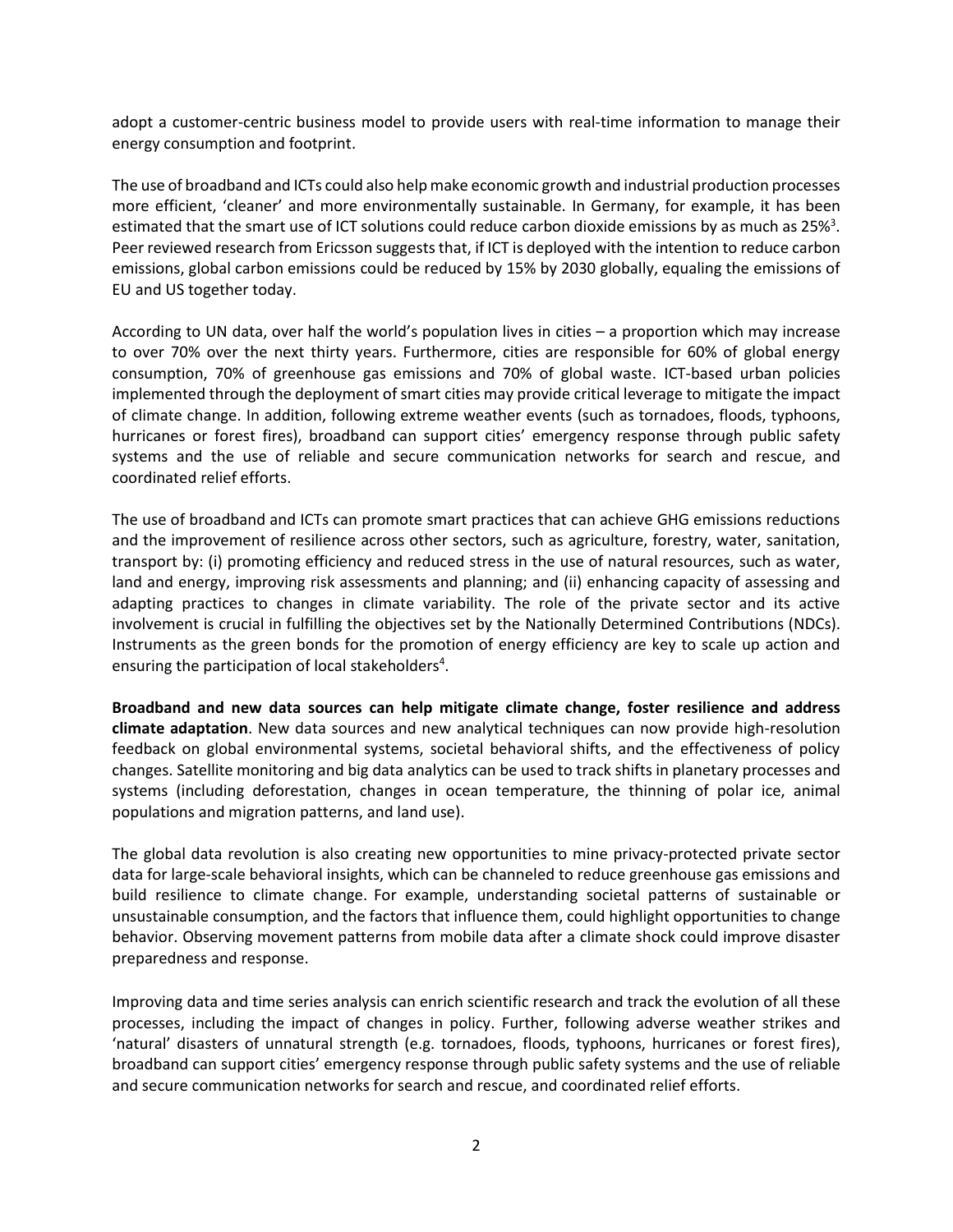adopt a customer-centric business model to provide users with real-time information to manage their energy consumption and footprint.

The use of broadband and ICTs could also help make economic growth and industrial production processes more efficient, 'cleaner' and more environmentally sustainable. In Germany, for example, it has been estimated that the smart use of ICT solutions could reduce carbon dioxide emissions by as much as 25%[3]. Peer reviewed research from Ericsson suggests that, if ICT is deployed with the intention to reduce carbon emissions, global carbon emissions could be reduced by 15% by 2030 globally, equaling the emissions of EU and US together today.

According to UN data, over half the world's population lives in cities – a proportion which may increase to over 70% over the next thirty years. Furthermore, cities are responsible for 60% of global energy consumption, 70% of greenhouse gas emissions and 70% of global waste. ICT-based urban policies implemented through the deployment of smart cities may provide critical leverage to mitigate the impact of climate change. In addition, following extreme weather events (such as tornadoes, floods, typhoons, hurricanes or forest fires), broadband can support cities' emergency response through public safety systems and the use of reliable and secure communication networks for search and rescue, and coordinated relief efforts.

The use of broadband and ICTs can promote smart practices that can achieve GHG emissions reductions and the improvement of resilience across other sectors, such as agriculture, forestry, water, sanitation, transport by: (i) promoting efficiency and reduced stress in the use of natural resources, such as water, land and energy, improving risk assessments and planning; and (ii) enhancing capacity of assessing and adapting practices to changes in climate variability. The role of the private sector and its active involvement is crucial in fulfilling the objectives set by the Nationally Determined Contributions (NDCs). Instruments as the green bonds for the promotion of energy efficiency are key to scale up action and ensuring the participation of local stakeholders[4].

**Broadband and new data sources can help mitigate climate change, foster resilience and address climate adaptation**. New data sources and new analytical techniques can now provide high-resolution feedback on global environmental systems, societal behavioral shifts, and the effectiveness of policy changes. Satellite monitoring and big data analytics can be used to track shifts in planetary processes and systems (including deforestation, changes in ocean temperature, the thinning of polar ice, animal populations and migration patterns, and land use).

The global data revolution is also creating new opportunities to mine privacy-protected private sector data for large-scale behavioral insights, which can be channeled to reduce greenhouse gas emissions and build resilience to climate change. For example, understanding societal patterns of sustainable or unsustainable consumption, and the factors that influence them, could highlight opportunities to change behavior. Observing movement patterns from mobile data after a climate shock could improve disaster preparedness and response.

Improving data and time series analysis can enrich scientific research and track the evolution of all these processes, including the impact of changes in policy. Further, following adverse weather strikes and 'natural' disasters of unnatural strength (e.g. tornadoes, floods, typhoons, hurricanes or forest fires), broadband can support cities' emergency response through public safety systems and the use of reliable and secure communication networks for search and rescue, and coordinated relief efforts.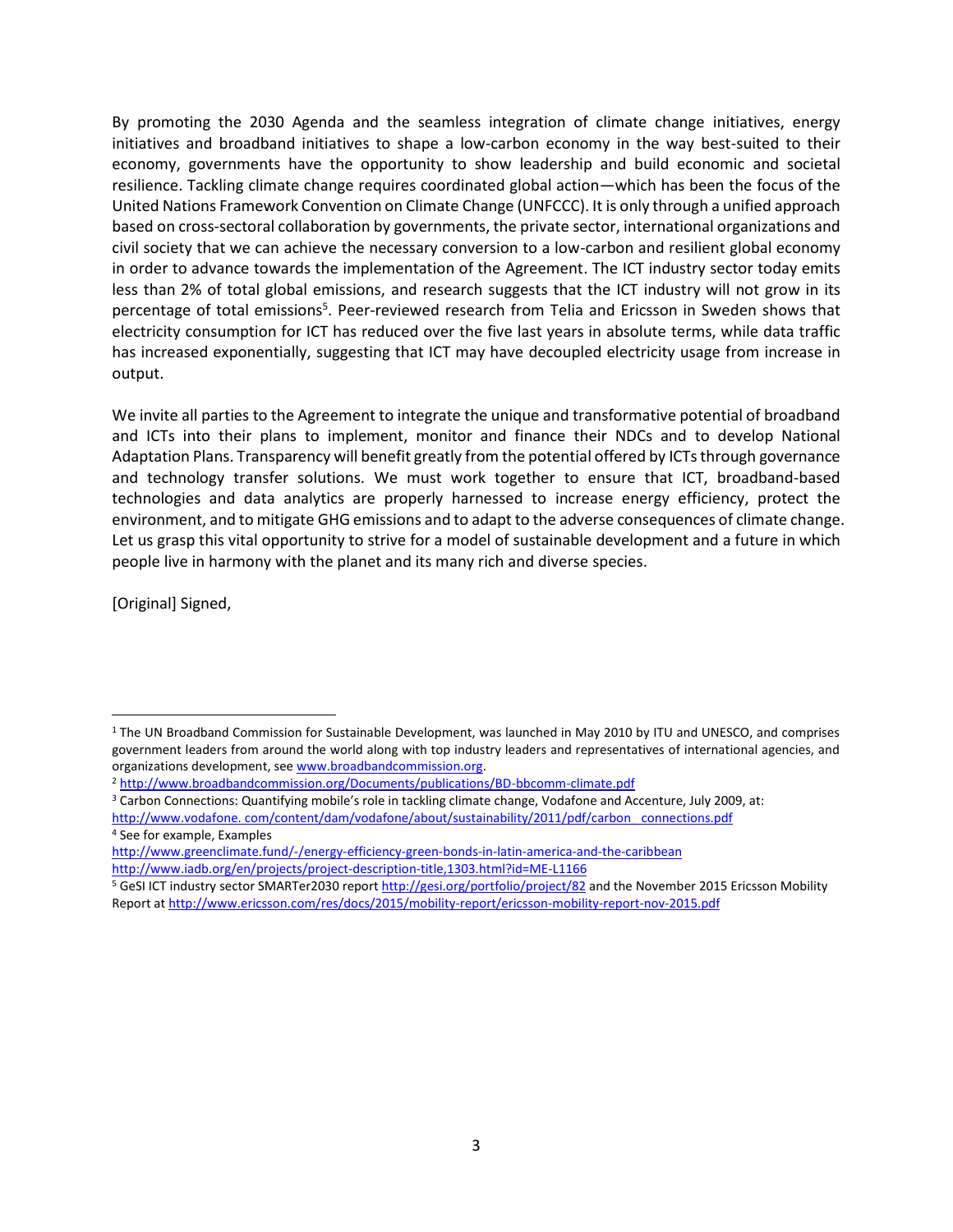By promoting the 2030 Agenda and the seamless integration of climate change initiatives, energy initiatives and broadband initiatives to shape a low-carbon economy in the way best-suited to their economy, governments have the opportunity to show leadership and build economic and societal resilience. Tackling climate change requires coordinated global action—which has been the focus of the United Nations Framework Convention on Climate Change (UNFCCC). It is only through a unified approach based on cross-sectoral collaboration by governments, the private sector, international organizations and civil society that we can achieve the necessary conversion to a low-carbon and resilient global economy in order to advance towards the implementation of the Agreement. The ICT industry sector today emits less than 2% of total global emissions, and research suggests that the ICT industry will not grow in its percentage of total emissions[5]. Peer-reviewed research from Telia and Ericsson in Sweden shows that electricity consumption for ICT has reduced over the five last years in absolute terms, while data traffic has increased exponentially, suggesting that ICT may have decoupled electricity usage from increase in output.

We invite all parties to the Agreement to integrate the unique and transformative potential of broadband and ICTs into their plans to implement, monitor and finance their NDCs and to develop National Adaptation Plans. Transparency will benefit greatly from the potential offered by ICTs through governance and technology transfer solutions. We must work together to ensure that ICT, broadband-based technologies and data analytics are properly harnessed to increase energy efficiency, protect the environment, and to mitigate GHG emissions and to adapt to the adverse consequences of climate change. Let us grasp this vital opportunity to strive for a model of sustainable development and a future in which people live in harmony with the planet and its many rich and diverse species.

[Original] Signed,

---

[1] The UN Broadband Commission for Sustainable Development, was launched in May 2010 by ITU and UNESCO, and comprises government leaders from around the world along with top industry leaders and representatives of international agencies, and organizations development, see www.broadbandcommission.org.

[2] http://www.broadbandcommission.org/Documents/publications/BD-bbcomm-climate.pdf

[3] Carbon Connections: Quantifying mobile's role in tackling climate change, Vodafone and Accenture, July 2009, at: http://www.vodafone. com/content/dam/vodafone/about/sustainability/2011/pdf/carbon_connections.pdf

[4] See for example, Examples
http://www.greenclimate.fund/-/energy-efficiency-green-bonds-in-latin-america-and-the-caribbean
http://www.iadb.org/en/projects/project-description-title,1303.html?id=ME-L1166

[5] GeSI ICT industry sector SMARTer2030 report http://gesi.org/portfolio/project/82 and the November 2015 Ericsson Mobility Report at http://www.ericsson.com/res/docs/2015/mobility-report/ericsson-mobility-report-nov-2015.pdf